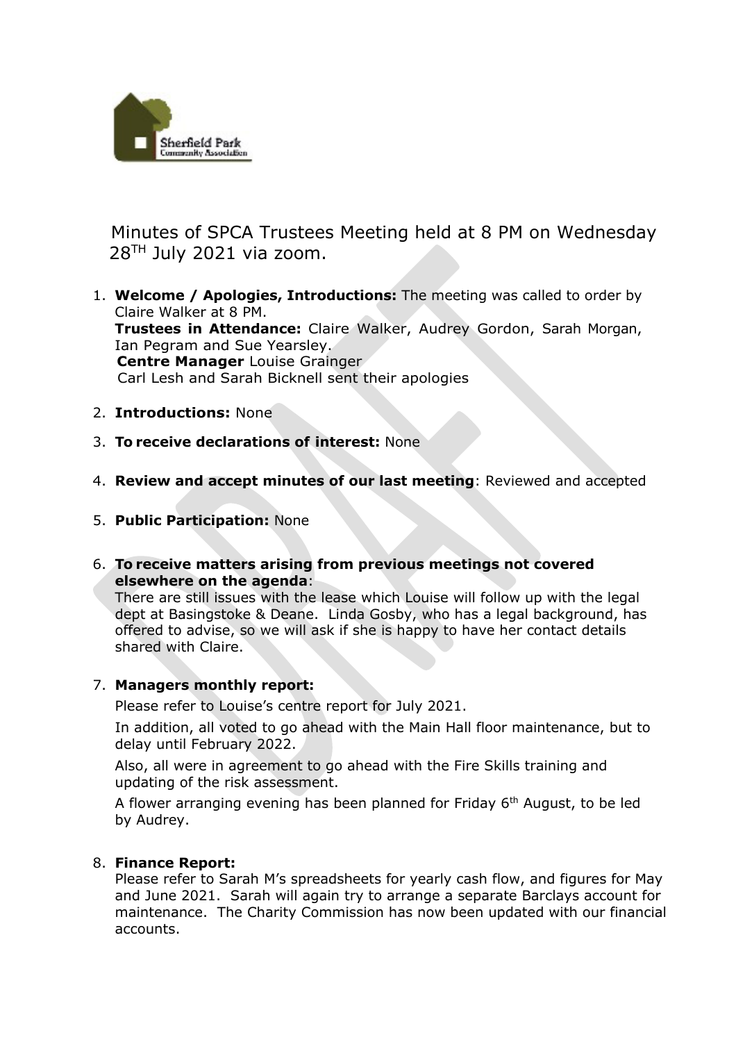# Minutes of SPCA Trustees Meeting held at 8 PM on Wednesday 28TH July 2021 via zoom.

1. **Welcome / Apologies, Introductions:** The meeting was called to order by Claire Walker at 8 PM.
   **Trustees in Attendance:** Claire Walker, Audrey Gordon, Sarah Morgan, Ian Pegram and Sue Yearsley.
   **Centre Manager** Louise Grainger
   Carl Lesh and Sarah Bicknell sent their apologies

2. **Introductions:** None

3. **To receive declarations of interest:** None

4. **Review and accept minutes of our last meeting**: Reviewed and accepted

5. **Public Participation:** None

6. **To receive matters arising from previous meetings not covered elsewhere on the agenda**:
   There are still issues with the lease which Louise will follow up with the legal dept at Basingstoke & Deane. Linda Gosby, who has a legal background, has offered to advise, so we will ask if she is happy to have her contact details shared with Claire.

7. **Managers monthly report:**

   Please refer to Louise's centre report for July 2021.

   In addition, all voted to go ahead with the Main Hall floor maintenance, but to delay until February 2022.

   Also, all were in agreement to go ahead with the Fire Skills training and updating of the risk assessment.

   A flower arranging evening has been planned for Friday 6th August, to be led by Audrey.

8. **Finance Report:**
   Please refer to Sarah M's spreadsheets for yearly cash flow, and figures for May and June 2021. Sarah will again try to arrange a separate Barclays account for maintenance. The Charity Commission has now been updated with our financial accounts.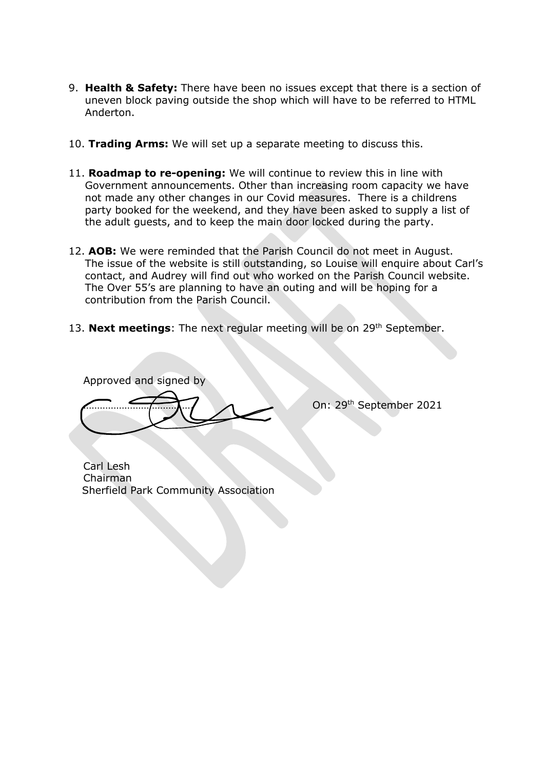9. **Health & Safety:** There have been no issues except that there is a section of uneven block paving outside the shop which will have to be referred to HTML Anderton.

10. **Trading Arms:** We will set up a separate meeting to discuss this.

11. **Roadmap to re-opening:** We will continue to review this in line with Government announcements. Other than increasing room capacity we have not made any other changes in our Covid measures. There is a childrens party booked for the weekend, and they have been asked to supply a list of the adult guests, and to keep the main door locked during the party.

12. **AOB:** We were reminded that the Parish Council do not meet in August. The issue of the website is still outstanding, so Louise will enquire about Carl's contact, and Audrey will find out who worked on the Parish Council website. The Over 55's are planning to have an outing and will be hoping for a contribution from the Parish Council.

13. **Next meetings**: The next regular meeting will be on 29th September.

Approved and signed by

……………………………… On: 29th September 2021

Carl Lesh
Chairman
Sherfield Park Community Association

DRAFT